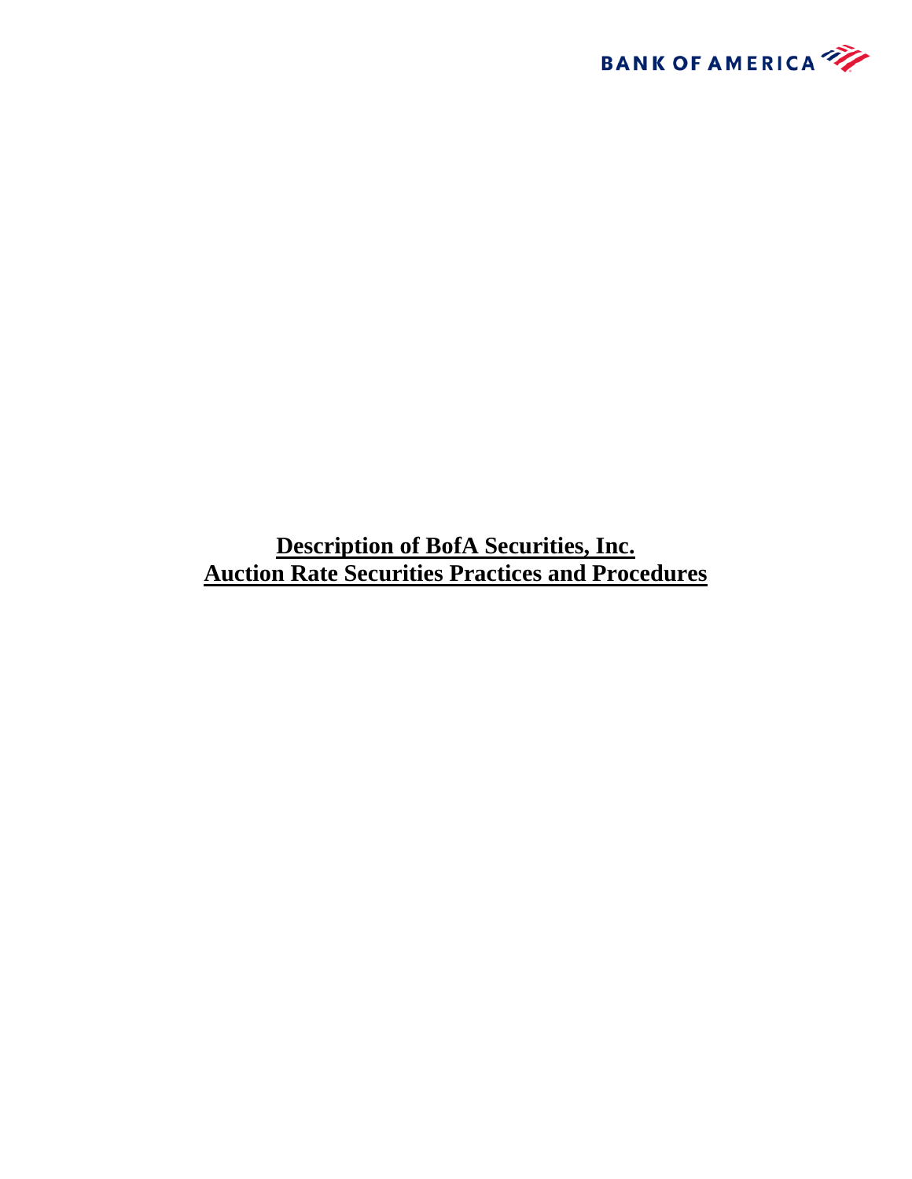BANK OF AMERICA

# Description of BofA Securities, Inc.
# Auction Rate Securities Practices and Procedures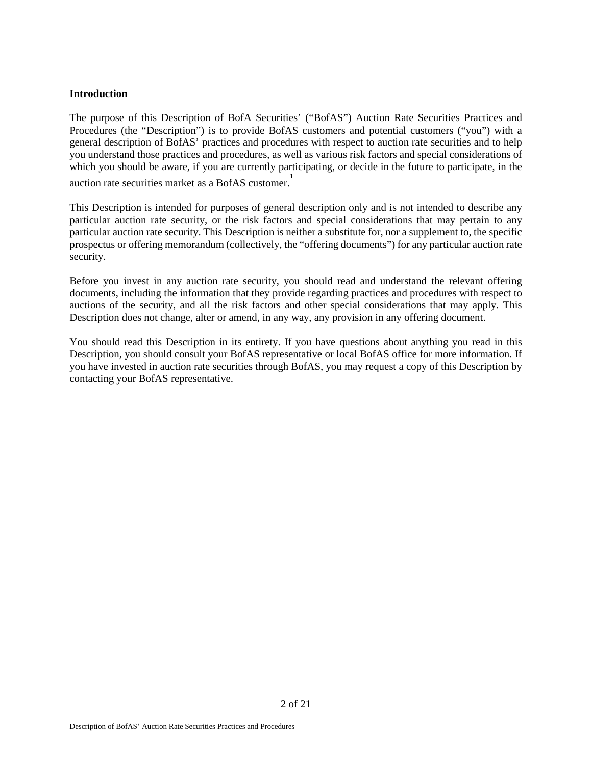## Introduction

The purpose of this Description of BofA Securities' ("BofAS") Auction Rate Securities Practices and Procedures (the "Description") is to provide BofAS customers and potential customers ("you") with a general description of BofAS' practices and procedures with respect to auction rate securities and to help you understand those practices and procedures, as well as various risk factors and special considerations of which you should be aware, if you are currently participating, or decide in the future to participate, in the auction rate securities market as a BofAS customer.[1]

This Description is intended for purposes of general description only and is not intended to describe any particular auction rate security, or the risk factors and special considerations that may pertain to any particular auction rate security. This Description is neither a substitute for, nor a supplement to, the specific prospectus or offering memorandum (collectively, the "offering documents") for any particular auction rate security.

Before you invest in any auction rate security, you should read and understand the relevant offering documents, including the information that they provide regarding practices and procedures with respect to auctions of the security, and all the risk factors and other special considerations that may apply. This Description does not change, alter or amend, in any way, any provision in any offering document.

You should read this Description in its entirety. If you have questions about anything you read in this Description, you should consult your BofAS representative or local BofAS office for more information. If you have invested in auction rate securities through BofAS, you may request a copy of this Description by contacting your BofAS representative.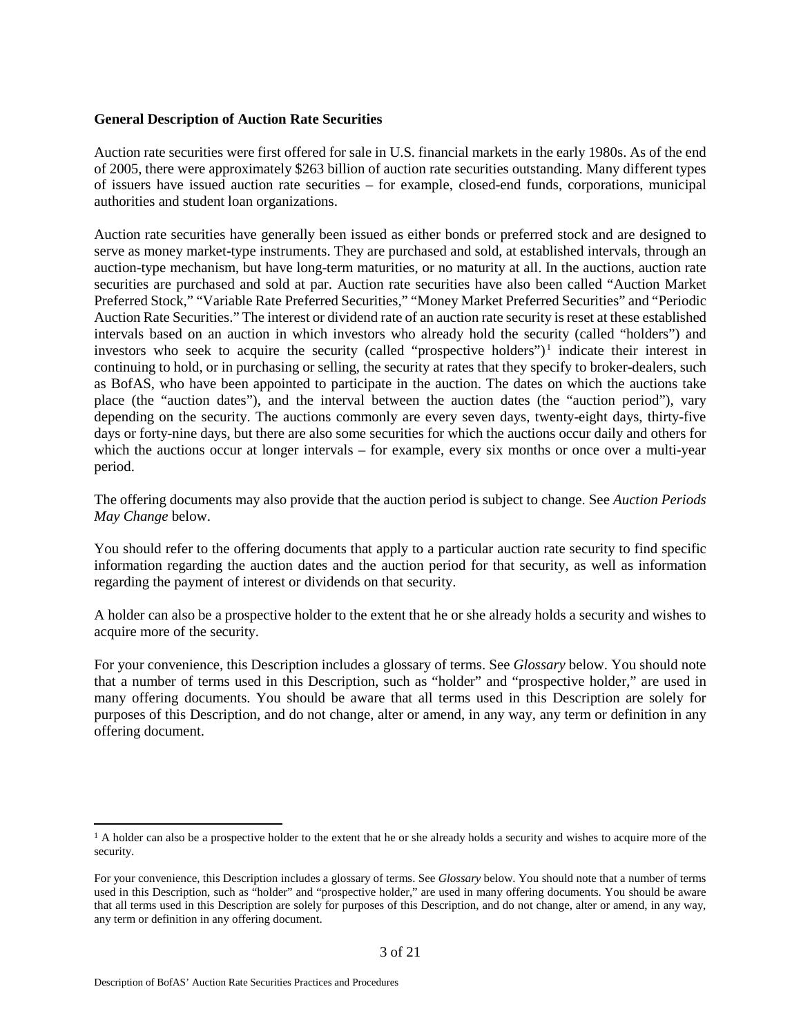**General Description of Auction Rate Securities**

Auction rate securities were first offered for sale in U.S. financial markets in the early 1980s. As of the end of 2005, there were approximately $263 billion of auction rate securities outstanding. Many different types of issuers have issued auction rate securities – for example, closed-end funds, corporations, municipal authorities and student loan organizations.

Auction rate securities have generally been issued as either bonds or preferred stock and are designed to serve as money market-type instruments. They are purchased and sold, at established intervals, through an auction-type mechanism, but have long-term maturities, or no maturity at all. In the auctions, auction rate securities are purchased and sold at par. Auction rate securities have also been called "Auction Market Preferred Stock," "Variable Rate Preferred Securities," "Money Market Preferred Securities" and "Periodic Auction Rate Securities." The interest or dividend rate of an auction rate security is reset at these established intervals based on an auction in which investors who already hold the security (called "holders") and investors who seek to acquire the security (called "prospective holders")[1] indicate their interest in continuing to hold, or in purchasing or selling, the security at rates that they specify to broker-dealers, such as BofAS, who have been appointed to participate in the auction. The dates on which the auctions take place (the "auction dates"), and the interval between the auction dates (the "auction period"), vary depending on the security. The auctions commonly are every seven days, twenty-eight days, thirty-five days or forty-nine days, but there are also some securities for which the auctions occur daily and others for which the auctions occur at longer intervals – for example, every six months or once over a multi-year period.

The offering documents may also provide that the auction period is subject to change. See *Auction Periods May Change* below.

You should refer to the offering documents that apply to a particular auction rate security to find specific information regarding the auction dates and the auction period for that security, as well as information regarding the payment of interest or dividends on that security.

A holder can also be a prospective holder to the extent that he or she already holds a security and wishes to acquire more of the security.

For your convenience, this Description includes a glossary of terms. See *Glossary* below. You should note that a number of terms used in this Description, such as "holder" and "prospective holder," are used in many offering documents. You should be aware that all terms used in this Description are solely for purposes of this Description, and do not change, alter or amend, in any way, any term or definition in any offering document.

---

[1] A holder can also be a prospective holder to the extent that he or she already holds a security and wishes to acquire more of the security.

For your convenience, this Description includes a glossary of terms. See *Glossary* below. You should note that a number of terms used in this Description, such as "holder" and "prospective holder," are used in many offering documents. You should be aware that all terms used in this Description are solely for purposes of this Description, and do not change, alter or amend, in any way, any term or definition in any offering document.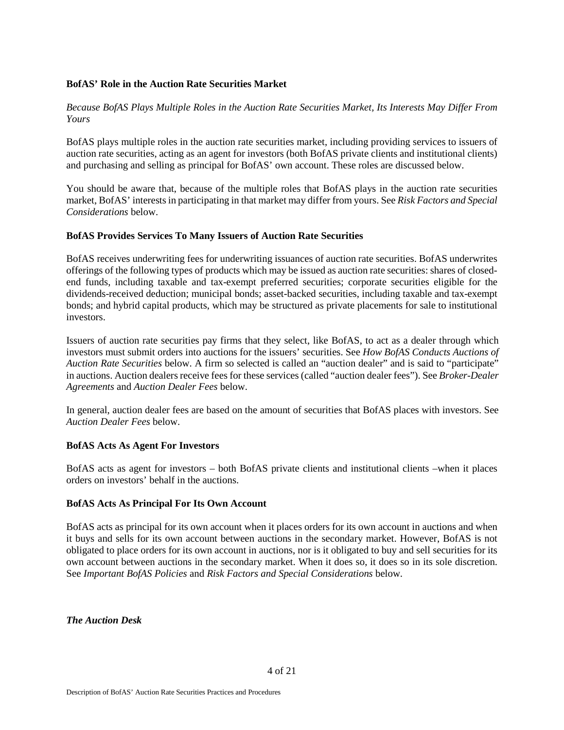**BofAS' Role in the Auction Rate Securities Market**

*Because BofAS Plays Multiple Roles in the Auction Rate Securities Market, Its Interests May Differ From Yours*

BofAS plays multiple roles in the auction rate securities market, including providing services to issuers of auction rate securities, acting as an agent for investors (both BofAS private clients and institutional clients) and purchasing and selling as principal for BofAS' own account. These roles are discussed below.

You should be aware that, because of the multiple roles that BofAS plays in the auction rate securities market, BofAS' interests in participating in that market may differ from yours. See *Risk Factors and Special Considerations* below.

**BofAS Provides Services To Many Issuers of Auction Rate Securities**

BofAS receives underwriting fees for underwriting issuances of auction rate securities. BofAS underwrites offerings of the following types of products which may be issued as auction rate securities: shares of closed-end funds, including taxable and tax-exempt preferred securities; corporate securities eligible for the dividends-received deduction; municipal bonds; asset-backed securities, including taxable and tax-exempt bonds; and hybrid capital products, which may be structured as private placements for sale to institutional investors.

Issuers of auction rate securities pay firms that they select, like BofAS, to act as a dealer through which investors must submit orders into auctions for the issuers' securities. See *How BofAS Conducts Auctions of Auction Rate Securities* below. A firm so selected is called an "auction dealer" and is said to "participate" in auctions. Auction dealers receive fees for these services (called "auction dealer fees"). See *Broker-Dealer Agreements* and *Auction Dealer Fees* below.

In general, auction dealer fees are based on the amount of securities that BofAS places with investors. See *Auction Dealer Fees* below.

**BofAS Acts As Agent For Investors**

BofAS acts as agent for investors – both BofAS private clients and institutional clients –when it places orders on investors' behalf in the auctions.

**BofAS Acts As Principal For Its Own Account**

BofAS acts as principal for its own account when it places orders for its own account in auctions and when it buys and sells for its own account between auctions in the secondary market. However, BofAS is not obligated to place orders for its own account in auctions, nor is it obligated to buy and sell securities for its own account between auctions in the secondary market. When it does so, it does so in its sole discretion. See *Important BofAS Policies* and *Risk Factors and Special Considerations* below.

***The Auction Desk***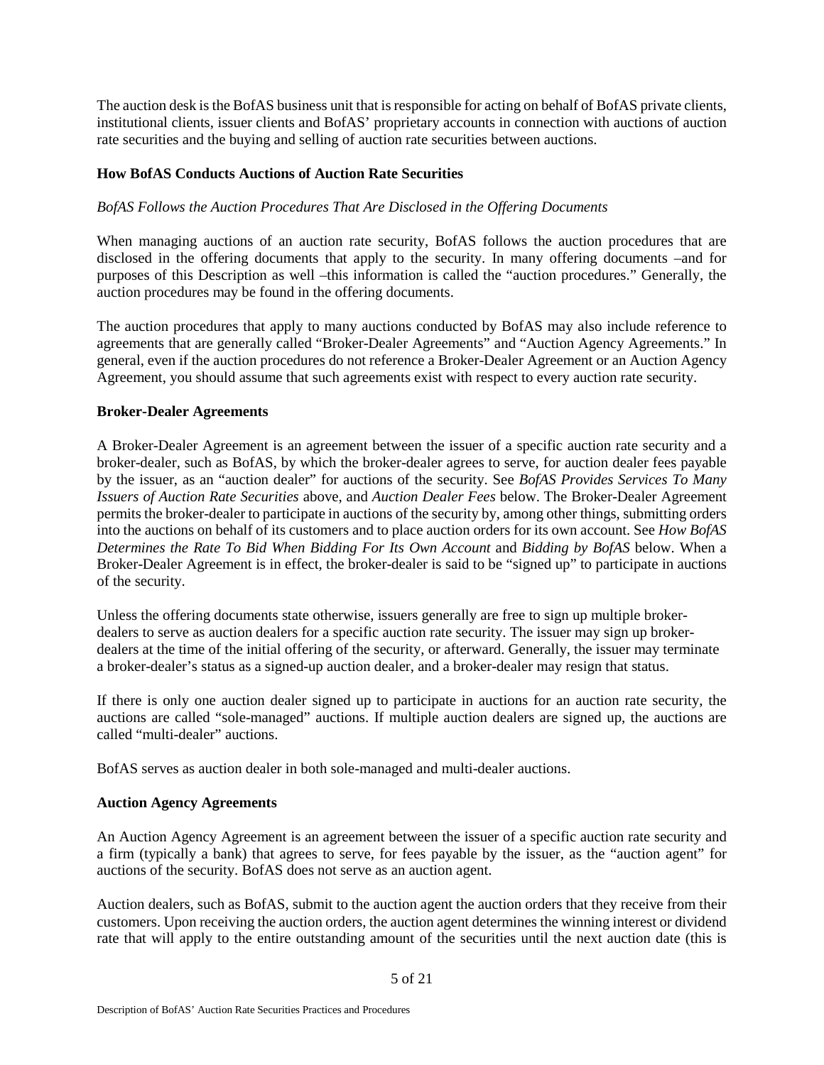The auction desk is the BofAS business unit that is responsible for acting on behalf of BofAS private clients, institutional clients, issuer clients and BofAS' proprietary accounts in connection with auctions of auction rate securities and the buying and selling of auction rate securities between auctions.

## How BofAS Conducts Auctions of Auction Rate Securities

### *BofAS Follows the Auction Procedures That Are Disclosed in the Offering Documents*

When managing auctions of an auction rate security, BofAS follows the auction procedures that are disclosed in the offering documents that apply to the security. In many offering documents –and for purposes of this Description as well –this information is called the "auction procedures." Generally, the auction procedures may be found in the offering documents.

The auction procedures that apply to many auctions conducted by BofAS may also include reference to agreements that are generally called "Broker-Dealer Agreements" and "Auction Agency Agreements." In general, even if the auction procedures do not reference a Broker-Dealer Agreement or an Auction Agency Agreement, you should assume that such agreements exist with respect to every auction rate security.

## Broker-Dealer Agreements

A Broker-Dealer Agreement is an agreement between the issuer of a specific auction rate security and a broker-dealer, such as BofAS, by which the broker-dealer agrees to serve, for auction dealer fees payable by the issuer, as an "auction dealer" for auctions of the security. See *BofAS Provides Services To Many Issuers of Auction Rate Securities* above, and *Auction Dealer Fees* below. The Broker-Dealer Agreement permits the broker-dealer to participate in auctions of the security by, among other things, submitting orders into the auctions on behalf of its customers and to place auction orders for its own account. See *How BofAS Determines the Rate To Bid When Bidding For Its Own Account* and *Bidding by BofAS* below. When a Broker-Dealer Agreement is in effect, the broker-dealer is said to be "signed up" to participate in auctions of the security.

Unless the offering documents state otherwise, issuers generally are free to sign up multiple broker-dealers to serve as auction dealers for a specific auction rate security. The issuer may sign up broker-dealers at the time of the initial offering of the security, or afterward. Generally, the issuer may terminate a broker-dealer's status as a signed-up auction dealer, and a broker-dealer may resign that status.

If there is only one auction dealer signed up to participate in auctions for an auction rate security, the auctions are called "sole-managed" auctions. If multiple auction dealers are signed up, the auctions are called "multi-dealer" auctions.

BofAS serves as auction dealer in both sole-managed and multi-dealer auctions.

## Auction Agency Agreements

An Auction Agency Agreement is an agreement between the issuer of a specific auction rate security and a firm (typically a bank) that agrees to serve, for fees payable by the issuer, as the "auction agent" for auctions of the security. BofAS does not serve as an auction agent.

Auction dealers, such as BofAS, submit to the auction agent the auction orders that they receive from their customers. Upon receiving the auction orders, the auction agent determines the winning interest or dividend rate that will apply to the entire outstanding amount of the securities until the next auction date (this is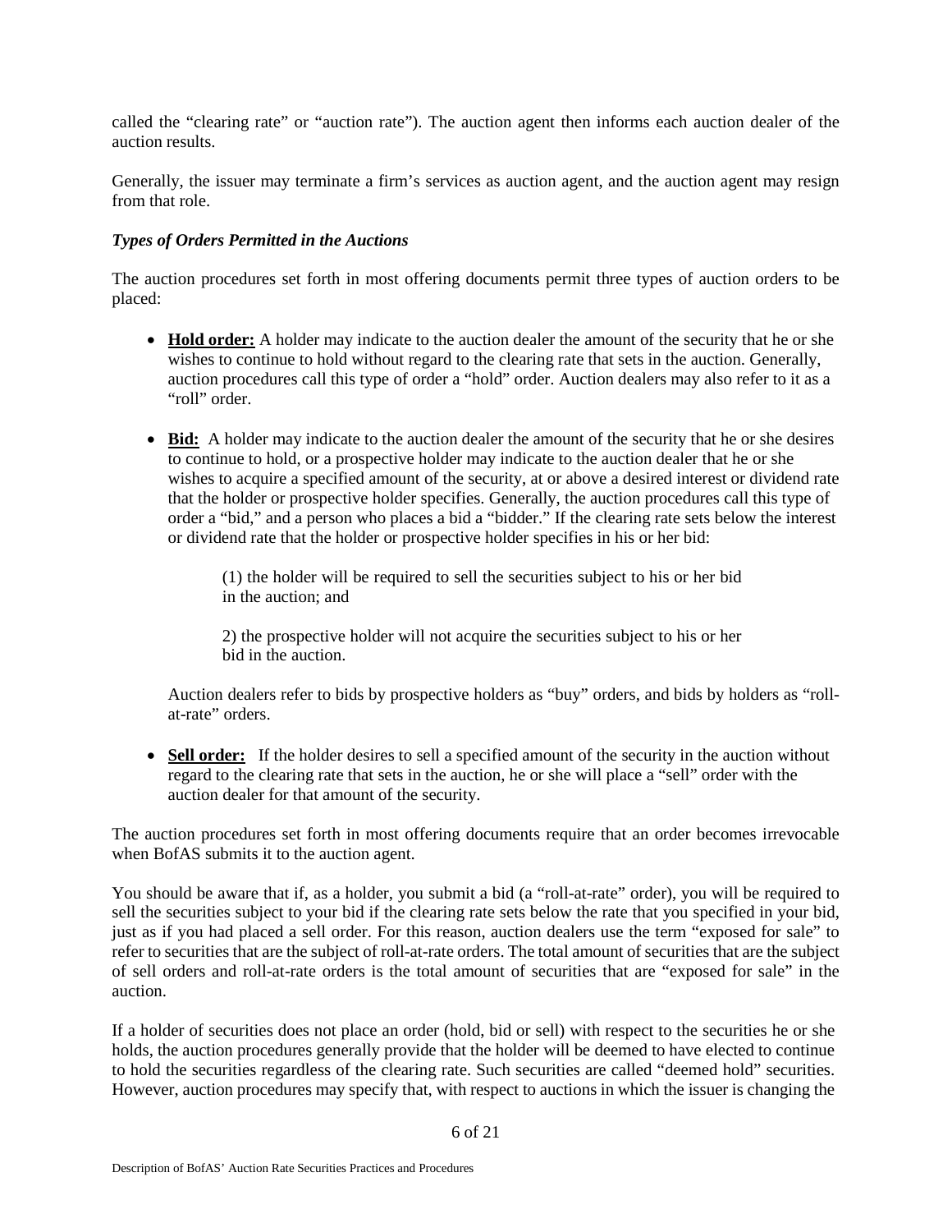called the "clearing rate" or "auction rate"). The auction agent then informs each auction dealer of the auction results.

Generally, the issuer may terminate a firm's services as auction agent, and the auction agent may resign from that role.

### *Types of Orders Permitted in the Auctions*

The auction procedures set forth in most offering documents permit three types of auction orders to be placed:

- **Hold order:** A holder may indicate to the auction dealer the amount of the security that he or she wishes to continue to hold without regard to the clearing rate that sets in the auction. Generally, auction procedures call this type of order a "hold" order. Auction dealers may also refer to it as a "roll" order.

- **Bid:** A holder may indicate to the auction dealer the amount of the security that he or she desires to continue to hold, or a prospective holder may indicate to the auction dealer that he or she wishes to acquire a specified amount of the security, at or above a desired interest or dividend rate that the holder or prospective holder specifies. Generally, the auction procedures call this type of order a "bid," and a person who places a bid a "bidder." If the clearing rate sets below the interest or dividend rate that the holder or prospective holder specifies in his or her bid:

  (1) the holder will be required to sell the securities subject to his or her bid in the auction; and

  2) the prospective holder will not acquire the securities subject to his or her bid in the auction.

  Auction dealers refer to bids by prospective holders as "buy" orders, and bids by holders as "roll-at-rate" orders.

- **Sell order:** If the holder desires to sell a specified amount of the security in the auction without regard to the clearing rate that sets in the auction, he or she will place a "sell" order with the auction dealer for that amount of the security.

The auction procedures set forth in most offering documents require that an order becomes irrevocable when BofAS submits it to the auction agent.

You should be aware that if, as a holder, you submit a bid (a "roll-at-rate" order), you will be required to sell the securities subject to your bid if the clearing rate sets below the rate that you specified in your bid, just as if you had placed a sell order. For this reason, auction dealers use the term "exposed for sale" to refer to securities that are the subject of roll-at-rate orders. The total amount of securities that are the subject of sell orders and roll-at-rate orders is the total amount of securities that are "exposed for sale" in the auction.

If a holder of securities does not place an order (hold, bid or sell) with respect to the securities he or she holds, the auction procedures generally provide that the holder will be deemed to have elected to continue to hold the securities regardless of the clearing rate. Such securities are called "deemed hold" securities. However, auction procedures may specify that, with respect to auctions in which the issuer is changing the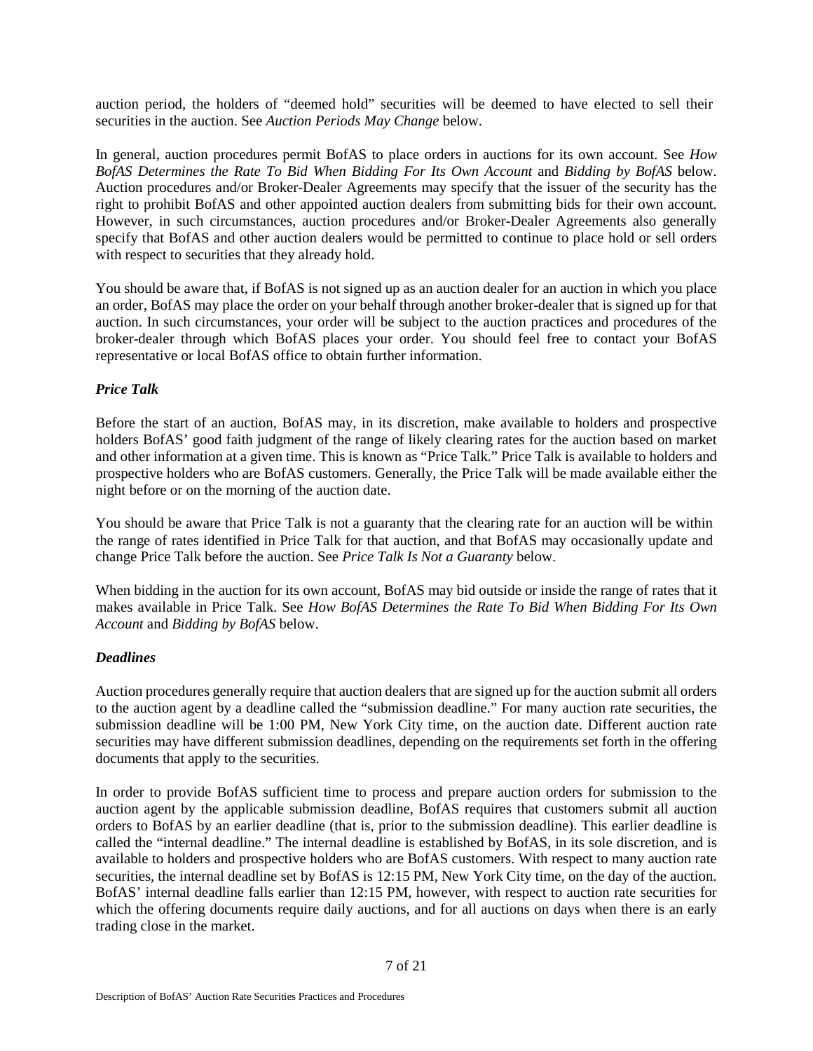auction period, the holders of "deemed hold" securities will be deemed to have elected to sell their securities in the auction. See *Auction Periods May Change* below.

In general, auction procedures permit BofAS to place orders in auctions for its own account. See *How BofAS Determines the Rate To Bid When Bidding For Its Own Account* and *Bidding by BofAS* below. Auction procedures and/or Broker-Dealer Agreements may specify that the issuer of the security has the right to prohibit BofAS and other appointed auction dealers from submitting bids for their own account. However, in such circumstances, auction procedures and/or Broker-Dealer Agreements also generally specify that BofAS and other auction dealers would be permitted to continue to place hold or sell orders with respect to securities that they already hold.

You should be aware that, if BofAS is not signed up as an auction dealer for an auction in which you place an order, BofAS may place the order on your behalf through another broker-dealer that is signed up for that auction. In such circumstances, your order will be subject to the auction practices and procedures of the broker-dealer through which BofAS places your order. You should feel free to contact your BofAS representative or local BofAS office to obtain further information.

### *Price Talk*

Before the start of an auction, BofAS may, in its discretion, make available to holders and prospective holders BofAS' good faith judgment of the range of likely clearing rates for the auction based on market and other information at a given time. This is known as "Price Talk." Price Talk is available to holders and prospective holders who are BofAS customers. Generally, the Price Talk will be made available either the night before or on the morning of the auction date.

You should be aware that Price Talk is not a guaranty that the clearing rate for an auction will be within the range of rates identified in Price Talk for that auction, and that BofAS may occasionally update and change Price Talk before the auction. See *Price Talk Is Not a Guaranty* below.

When bidding in the auction for its own account, BofAS may bid outside or inside the range of rates that it makes available in Price Talk. See *How BofAS Determines the Rate To Bid When Bidding For Its Own Account* and *Bidding by BofAS* below.

### *Deadlines*

Auction procedures generally require that auction dealers that are signed up for the auction submit all orders to the auction agent by a deadline called the "submission deadline." For many auction rate securities, the submission deadline will be 1:00 PM, New York City time, on the auction date. Different auction rate securities may have different submission deadlines, depending on the requirements set forth in the offering documents that apply to the securities.

In order to provide BofAS sufficient time to process and prepare auction orders for submission to the auction agent by the applicable submission deadline, BofAS requires that customers submit all auction orders to BofAS by an earlier deadline (that is, prior to the submission deadline). This earlier deadline is called the "internal deadline." The internal deadline is established by BofAS, in its sole discretion, and is available to holders and prospective holders who are BofAS customers. With respect to many auction rate securities, the internal deadline set by BofAS is 12:15 PM, New York City time, on the day of the auction. BofAS' internal deadline falls earlier than 12:15 PM, however, with respect to auction rate securities for which the offering documents require daily auctions, and for all auctions on days when there is an early trading close in the market.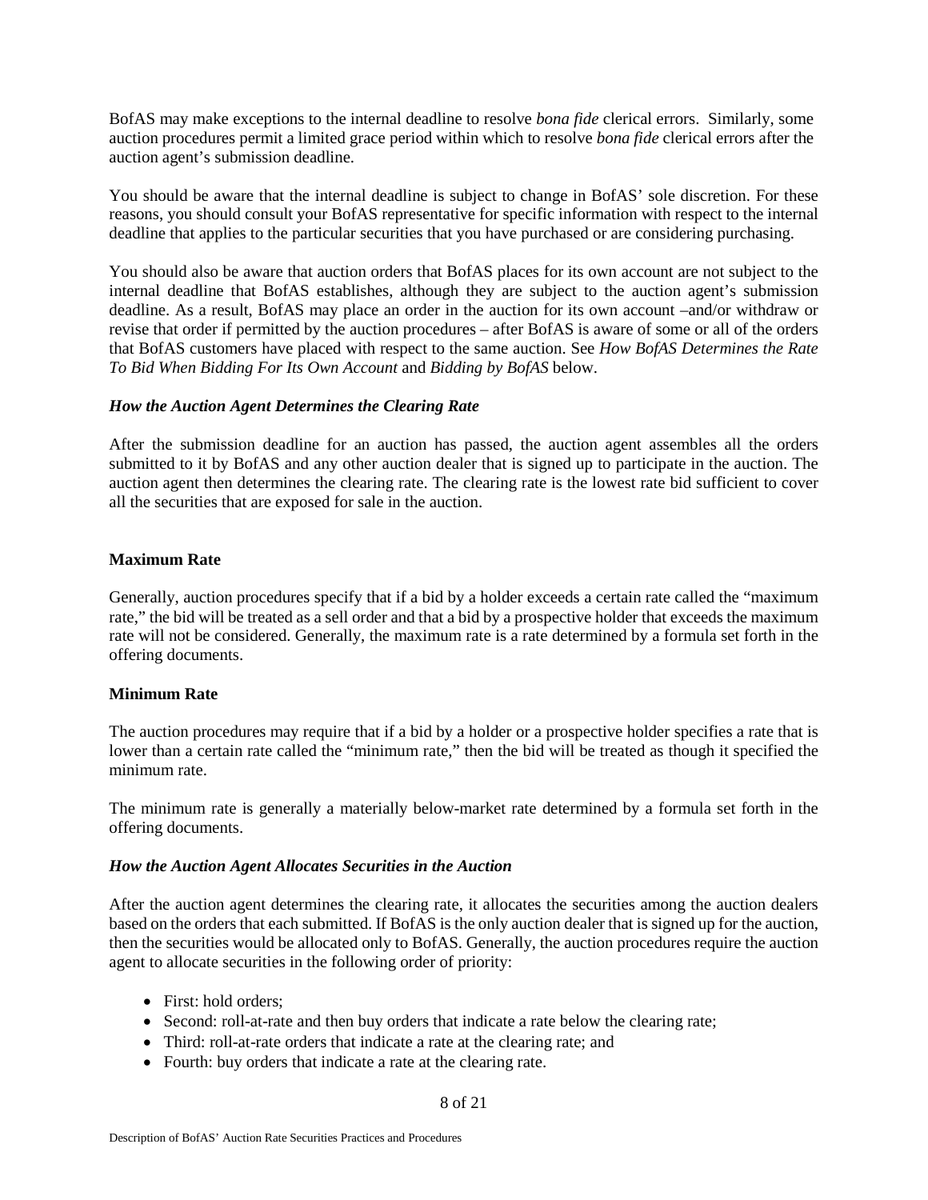BofAS may make exceptions to the internal deadline to resolve *bona fide* clerical errors. Similarly, some auction procedures permit a limited grace period within which to resolve *bona fide* clerical errors after the auction agent's submission deadline.

You should be aware that the internal deadline is subject to change in BofAS' sole discretion. For these reasons, you should consult your BofAS representative for specific information with respect to the internal deadline that applies to the particular securities that you have purchased or are considering purchasing.

You should also be aware that auction orders that BofAS places for its own account are not subject to the internal deadline that BofAS establishes, although they are subject to the auction agent's submission deadline. As a result, BofAS may place an order in the auction for its own account –and/or withdraw or revise that order if permitted by the auction procedures – after BofAS is aware of some or all of the orders that BofAS customers have placed with respect to the same auction. See *How BofAS Determines the Rate To Bid When Bidding For Its Own Account* and *Bidding by BofAS* below.

### *How the Auction Agent Determines the Clearing Rate*

After the submission deadline for an auction has passed, the auction agent assembles all the orders submitted to it by BofAS and any other auction dealer that is signed up to participate in the auction. The auction agent then determines the clearing rate. The clearing rate is the lowest rate bid sufficient to cover all the securities that are exposed for sale in the auction.

## **Maximum Rate**

Generally, auction procedures specify that if a bid by a holder exceeds a certain rate called the "maximum rate," the bid will be treated as a sell order and that a bid by a prospective holder that exceeds the maximum rate will not be considered. Generally, the maximum rate is a rate determined by a formula set forth in the offering documents.

## **Minimum Rate**

The auction procedures may require that if a bid by a holder or a prospective holder specifies a rate that is lower than a certain rate called the "minimum rate," then the bid will be treated as though it specified the minimum rate.

The minimum rate is generally a materially below-market rate determined by a formula set forth in the offering documents.

### *How the Auction Agent Allocates Securities in the Auction*

After the auction agent determines the clearing rate, it allocates the securities among the auction dealers based on the orders that each submitted. If BofAS is the only auction dealer that is signed up for the auction, then the securities would be allocated only to BofAS. Generally, the auction procedures require the auction agent to allocate securities in the following order of priority:

- First: hold orders;
- Second: roll-at-rate and then buy orders that indicate a rate below the clearing rate;
- Third: roll-at-rate orders that indicate a rate at the clearing rate; and
- Fourth: buy orders that indicate a rate at the clearing rate.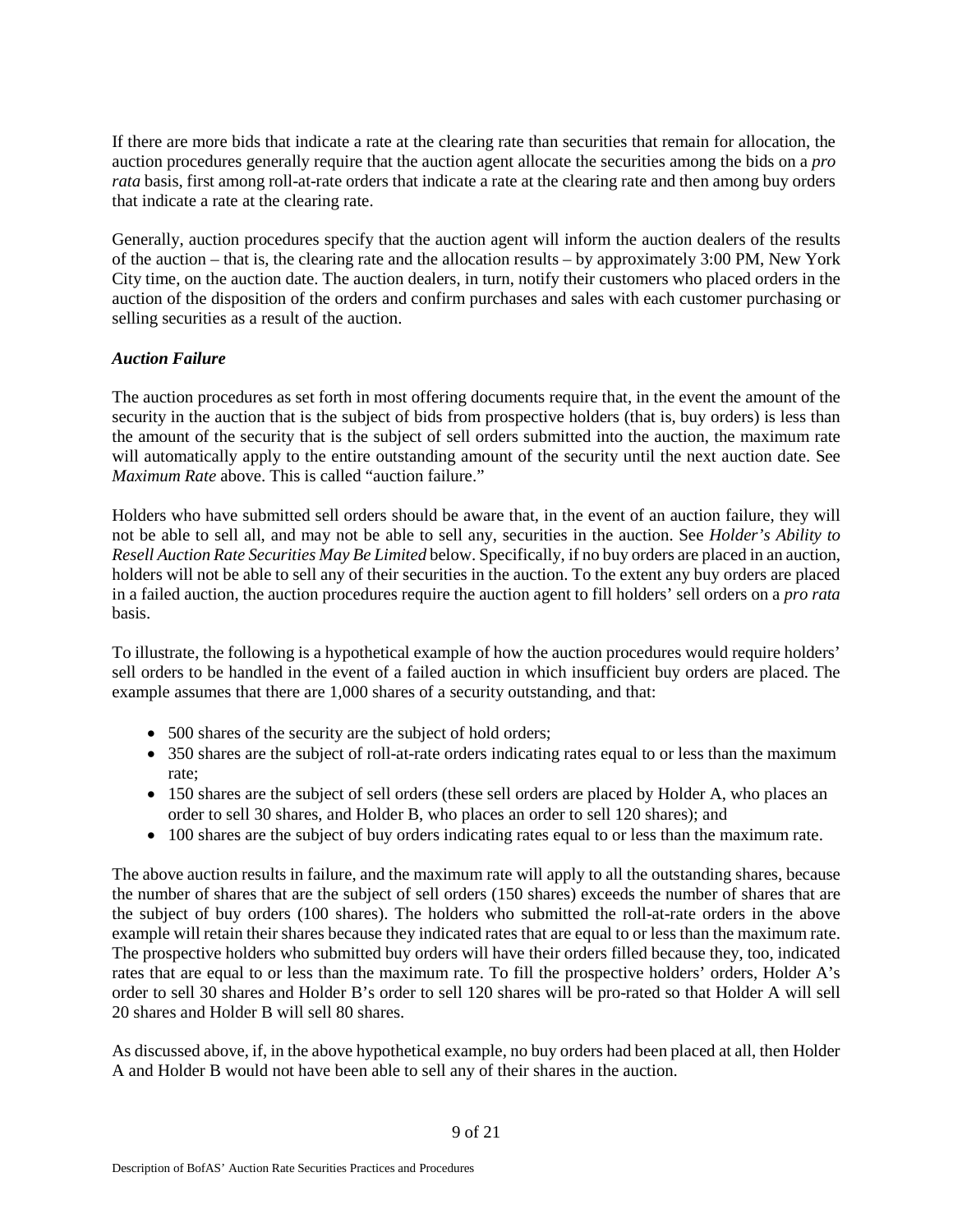If there are more bids that indicate a rate at the clearing rate than securities that remain for allocation, the auction procedures generally require that the auction agent allocate the securities among the bids on a *pro rata* basis, first among roll-at-rate orders that indicate a rate at the clearing rate and then among buy orders that indicate a rate at the clearing rate.

Generally, auction procedures specify that the auction agent will inform the auction dealers of the results of the auction – that is, the clearing rate and the allocation results – by approximately 3:00 PM, New York City time, on the auction date. The auction dealers, in turn, notify their customers who placed orders in the auction of the disposition of the orders and confirm purchases and sales with each customer purchasing or selling securities as a result of the auction.

***Auction Failure***

The auction procedures as set forth in most offering documents require that, in the event the amount of the security in the auction that is the subject of bids from prospective holders (that is, buy orders) is less than the amount of the security that is the subject of sell orders submitted into the auction, the maximum rate will automatically apply to the entire outstanding amount of the security until the next auction date. See *Maximum Rate* above. This is called "auction failure."

Holders who have submitted sell orders should be aware that, in the event of an auction failure, they will not be able to sell all, and may not be able to sell any, securities in the auction. See *Holder's Ability to Resell Auction Rate Securities May Be Limited* below. Specifically, if no buy orders are placed in an auction, holders will not be able to sell any of their securities in the auction. To the extent any buy orders are placed in a failed auction, the auction procedures require the auction agent to fill holders' sell orders on a *pro rata* basis.

To illustrate, the following is a hypothetical example of how the auction procedures would require holders' sell orders to be handled in the event of a failed auction in which insufficient buy orders are placed. The example assumes that there are 1,000 shares of a security outstanding, and that:

- 500 shares of the security are the subject of hold orders;
- 350 shares are the subject of roll-at-rate orders indicating rates equal to or less than the maximum rate;
- 150 shares are the subject of sell orders (these sell orders are placed by Holder A, who places an order to sell 30 shares, and Holder B, who places an order to sell 120 shares); and
- 100 shares are the subject of buy orders indicating rates equal to or less than the maximum rate.

The above auction results in failure, and the maximum rate will apply to all the outstanding shares, because the number of shares that are the subject of sell orders (150 shares) exceeds the number of shares that are the subject of buy orders (100 shares). The holders who submitted the roll-at-rate orders in the above example will retain their shares because they indicated rates that are equal to or less than the maximum rate. The prospective holders who submitted buy orders will have their orders filled because they, too, indicated rates that are equal to or less than the maximum rate. To fill the prospective holders' orders, Holder A's order to sell 30 shares and Holder B's order to sell 120 shares will be pro-rated so that Holder A will sell 20 shares and Holder B will sell 80 shares.

As discussed above, if, in the above hypothetical example, no buy orders had been placed at all, then Holder A and Holder B would not have been able to sell any of their shares in the auction.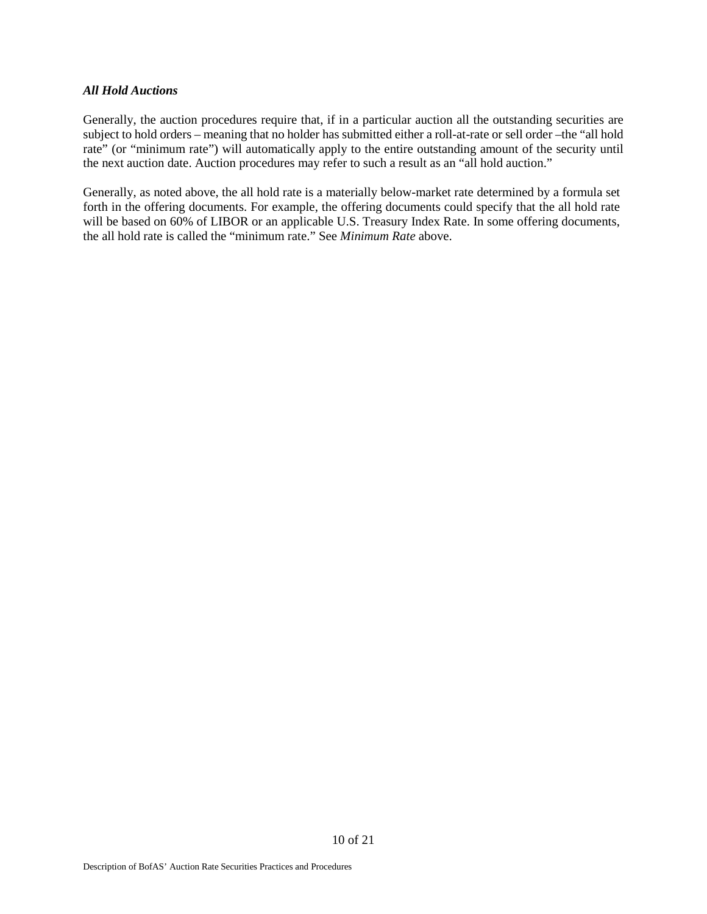***All Hold Auctions***

Generally, the auction procedures require that, if in a particular auction all the outstanding securities are subject to hold orders – meaning that no holder has submitted either a roll-at-rate or sell order –the "all hold rate" (or "minimum rate") will automatically apply to the entire outstanding amount of the security until the next auction date. Auction procedures may refer to such a result as an "all hold auction."

Generally, as noted above, the all hold rate is a materially below-market rate determined by a formula set forth in the offering documents. For example, the offering documents could specify that the all hold rate will be based on 60% of LIBOR or an applicable U.S. Treasury Index Rate. In some offering documents, the all hold rate is called the "minimum rate." See *Minimum Rate* above.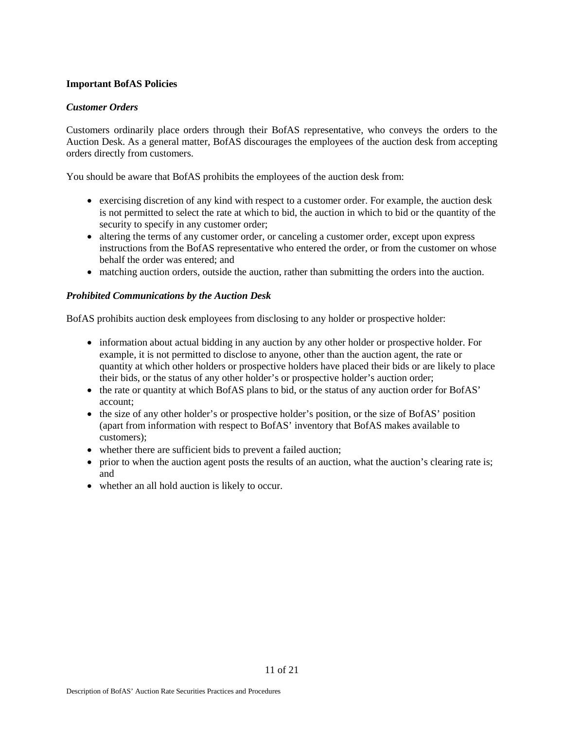**Important BofAS Policies**

***Customer Orders***

Customers ordinarily place orders through their BofAS representative, who conveys the orders to the Auction Desk. As a general matter, BofAS discourages the employees of the auction desk from accepting orders directly from customers.

You should be aware that BofAS prohibits the employees of the auction desk from:

- exercising discretion of any kind with respect to a customer order. For example, the auction desk is not permitted to select the rate at which to bid, the auction in which to bid or the quantity of the security to specify in any customer order;
- altering the terms of any customer order, or canceling a customer order, except upon express instructions from the BofAS representative who entered the order, or from the customer on whose behalf the order was entered; and
- matching auction orders, outside the auction, rather than submitting the orders into the auction.

***Prohibited Communications by the Auction Desk***

BofAS prohibits auction desk employees from disclosing to any holder or prospective holder:

- information about actual bidding in any auction by any other holder or prospective holder. For example, it is not permitted to disclose to anyone, other than the auction agent, the rate or quantity at which other holders or prospective holders have placed their bids or are likely to place their bids, or the status of any other holder's or prospective holder's auction order;
- the rate or quantity at which BofAS plans to bid, or the status of any auction order for BofAS' account;
- the size of any other holder's or prospective holder's position, or the size of BofAS' position (apart from information with respect to BofAS' inventory that BofAS makes available to customers);
- whether there are sufficient bids to prevent a failed auction;
- prior to when the auction agent posts the results of an auction, what the auction's clearing rate is; and
- whether an all hold auction is likely to occur.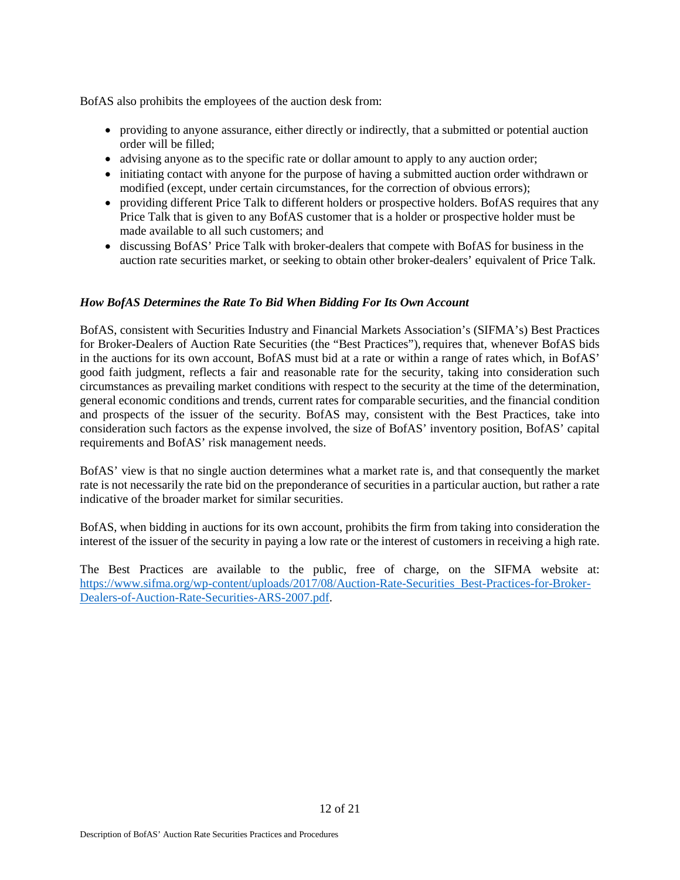BofAS also prohibits the employees of the auction desk from:

- providing to anyone assurance, either directly or indirectly, that a submitted or potential auction order will be filled;
- advising anyone as to the specific rate or dollar amount to apply to any auction order;
- initiating contact with anyone for the purpose of having a submitted auction order withdrawn or modified (except, under certain circumstances, for the correction of obvious errors);
- providing different Price Talk to different holders or prospective holders. BofAS requires that any Price Talk that is given to any BofAS customer that is a holder or prospective holder must be made available to all such customers; and
- discussing BofAS' Price Talk with broker-dealers that compete with BofAS for business in the auction rate securities market, or seeking to obtain other broker-dealers' equivalent of Price Talk.

***How BofAS Determines the Rate To Bid When Bidding For Its Own Account***

BofAS, consistent with Securities Industry and Financial Markets Association's (SIFMA's) Best Practices for Broker-Dealers of Auction Rate Securities (the "Best Practices"), requires that, whenever BofAS bids in the auctions for its own account, BofAS must bid at a rate or within a range of rates which, in BofAS' good faith judgment, reflects a fair and reasonable rate for the security, taking into consideration such circumstances as prevailing market conditions with respect to the security at the time of the determination, general economic conditions and trends, current rates for comparable securities, and the financial condition and prospects of the issuer of the security. BofAS may, consistent with the Best Practices, take into consideration such factors as the expense involved, the size of BofAS' inventory position, BofAS' capital requirements and BofAS' risk management needs.

BofAS' view is that no single auction determines what a market rate is, and that consequently the market rate is not necessarily the rate bid on the preponderance of securities in a particular auction, but rather a rate indicative of the broader market for similar securities.

BofAS, when bidding in auctions for its own account, prohibits the firm from taking into consideration the interest of the issuer of the security in paying a low rate or the interest of customers in receiving a high rate.

The Best Practices are available to the public, free of charge, on the SIFMA website at: [https://www.sifma.org/wp-content/uploads/2017/08/Auction-Rate-Securities_Best-Practices-for-Broker-Dealers-of-Auction-Rate-Securities-ARS-2007.pdf](https://www.sifma.org/wp-content/uploads/2017/08/Auction-Rate-Securities_Best-Practices-for-Broker-Dealers-of-Auction-Rate-Securities-ARS-2007.pdf).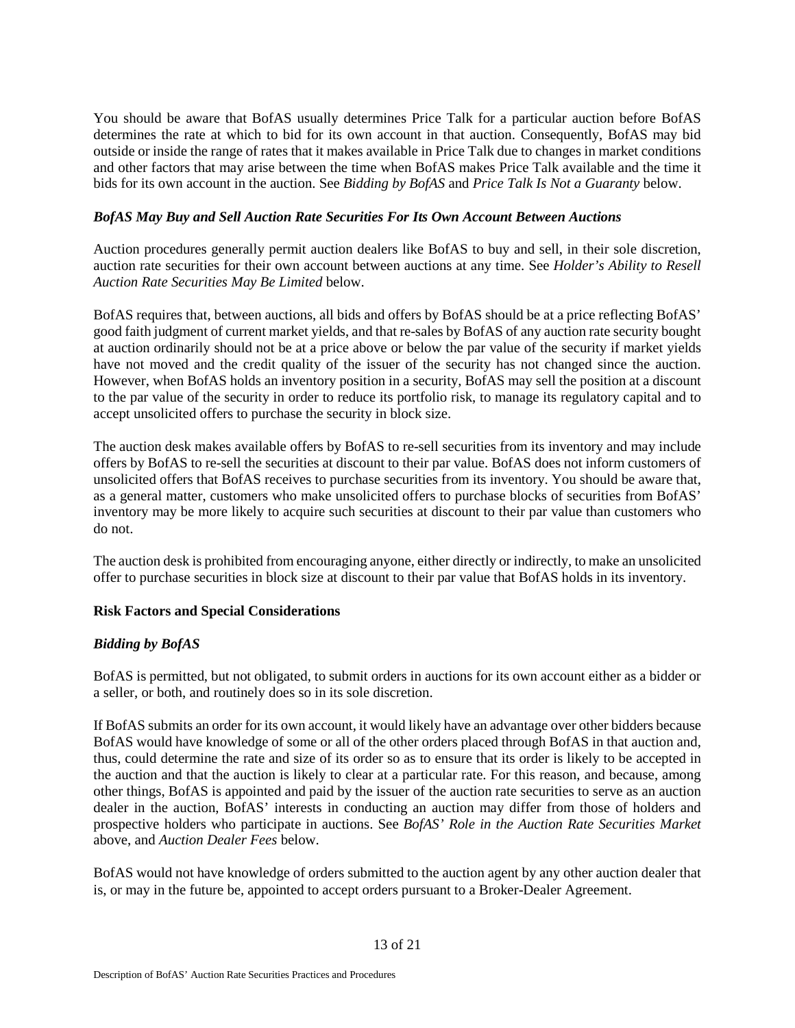You should be aware that BofAS usually determines Price Talk for a particular auction before BofAS determines the rate at which to bid for its own account in that auction. Consequently, BofAS may bid outside or inside the range of rates that it makes available in Price Talk due to changes in market conditions and other factors that may arise between the time when BofAS makes Price Talk available and the time it bids for its own account in the auction. See *Bidding by BofAS* and *Price Talk Is Not a Guaranty* below.

### *BofAS May Buy and Sell Auction Rate Securities For Its Own Account Between Auctions*

Auction procedures generally permit auction dealers like BofAS to buy and sell, in their sole discretion, auction rate securities for their own account between auctions at any time. See *Holder's Ability to Resell Auction Rate Securities May Be Limited* below.

BofAS requires that, between auctions, all bids and offers by BofAS should be at a price reflecting BofAS' good faith judgment of current market yields, and that re-sales by BofAS of any auction rate security bought at auction ordinarily should not be at a price above or below the par value of the security if market yields have not moved and the credit quality of the issuer of the security has not changed since the auction. However, when BofAS holds an inventory position in a security, BofAS may sell the position at a discount to the par value of the security in order to reduce its portfolio risk, to manage its regulatory capital and to accept unsolicited offers to purchase the security in block size.

The auction desk makes available offers by BofAS to re-sell securities from its inventory and may include offers by BofAS to re-sell the securities at discount to their par value. BofAS does not inform customers of unsolicited offers that BofAS receives to purchase securities from its inventory. You should be aware that, as a general matter, customers who make unsolicited offers to purchase blocks of securities from BofAS' inventory may be more likely to acquire such securities at discount to their par value than customers who do not.

The auction desk is prohibited from encouraging anyone, either directly or indirectly, to make an unsolicited offer to purchase securities in block size at discount to their par value that BofAS holds in its inventory.

## **Risk Factors and Special Considerations**

### *Bidding by BofAS*

BofAS is permitted, but not obligated, to submit orders in auctions for its own account either as a bidder or a seller, or both, and routinely does so in its sole discretion.

If BofAS submits an order for its own account, it would likely have an advantage over other bidders because BofAS would have knowledge of some or all of the other orders placed through BofAS in that auction and, thus, could determine the rate and size of its order so as to ensure that its order is likely to be accepted in the auction and that the auction is likely to clear at a particular rate. For this reason, and because, among other things, BofAS is appointed and paid by the issuer of the auction rate securities to serve as an auction dealer in the auction, BofAS' interests in conducting an auction may differ from those of holders and prospective holders who participate in auctions. See *BofAS' Role in the Auction Rate Securities Market* above, and *Auction Dealer Fees* below.

BofAS would not have knowledge of orders submitted to the auction agent by any other auction dealer that is, or may in the future be, appointed to accept orders pursuant to a Broker-Dealer Agreement.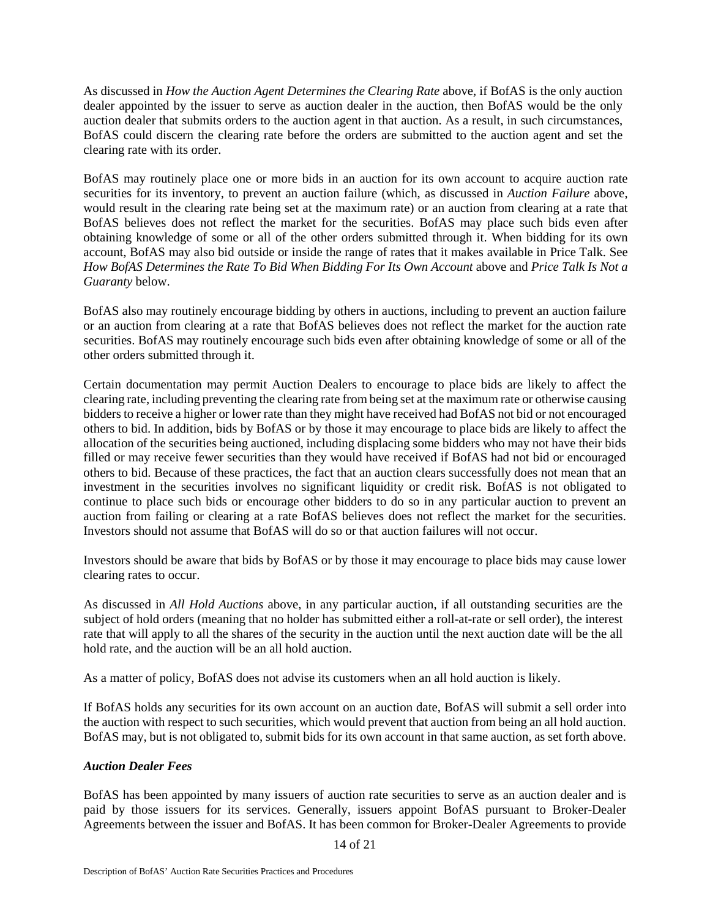As discussed in *How the Auction Agent Determines the Clearing Rate* above, if BofAS is the only auction dealer appointed by the issuer to serve as auction dealer in the auction, then BofAS would be the only auction dealer that submits orders to the auction agent in that auction. As a result, in such circumstances, BofAS could discern the clearing rate before the orders are submitted to the auction agent and set the clearing rate with its order.

BofAS may routinely place one or more bids in an auction for its own account to acquire auction rate securities for its inventory, to prevent an auction failure (which, as discussed in *Auction Failure* above, would result in the clearing rate being set at the maximum rate) or an auction from clearing at a rate that BofAS believes does not reflect the market for the securities. BofAS may place such bids even after obtaining knowledge of some or all of the other orders submitted through it. When bidding for its own account, BofAS may also bid outside or inside the range of rates that it makes available in Price Talk. See *How BofAS Determines the Rate To Bid When Bidding For Its Own Account* above and *Price Talk Is Not a Guaranty* below.

BofAS also may routinely encourage bidding by others in auctions, including to prevent an auction failure or an auction from clearing at a rate that BofAS believes does not reflect the market for the auction rate securities. BofAS may routinely encourage such bids even after obtaining knowledge of some or all of the other orders submitted through it.

Certain documentation may permit Auction Dealers to encourage to place bids are likely to affect the clearing rate, including preventing the clearing rate from being set at the maximum rate or otherwise causing bidders to receive a higher or lower rate than they might have received had BofAS not bid or not encouraged others to bid. In addition, bids by BofAS or by those it may encourage to place bids are likely to affect the allocation of the securities being auctioned, including displacing some bidders who may not have their bids filled or may receive fewer securities than they would have received if BofAS had not bid or encouraged others to bid. Because of these practices, the fact that an auction clears successfully does not mean that an investment in the securities involves no significant liquidity or credit risk. BofAS is not obligated to continue to place such bids or encourage other bidders to do so in any particular auction to prevent an auction from failing or clearing at a rate BofAS believes does not reflect the market for the securities. Investors should not assume that BofAS will do so or that auction failures will not occur.

Investors should be aware that bids by BofAS or by those it may encourage to place bids may cause lower clearing rates to occur.

As discussed in *All Hold Auctions* above, in any particular auction, if all outstanding securities are the subject of hold orders (meaning that no holder has submitted either a roll-at-rate or sell order), the interest rate that will apply to all the shares of the security in the auction until the next auction date will be the all hold rate, and the auction will be an all hold auction.

As a matter of policy, BofAS does not advise its customers when an all hold auction is likely.

If BofAS holds any securities for its own account on an auction date, BofAS will submit a sell order into the auction with respect to such securities, which would prevent that auction from being an all hold auction. BofAS may, but is not obligated to, submit bids for its own account in that same auction, as set forth above.

***Auction Dealer Fees***

BofAS has been appointed by many issuers of auction rate securities to serve as an auction dealer and is paid by those issuers for its services. Generally, issuers appoint BofAS pursuant to Broker-Dealer Agreements between the issuer and BofAS. It has been common for Broker-Dealer Agreements to provide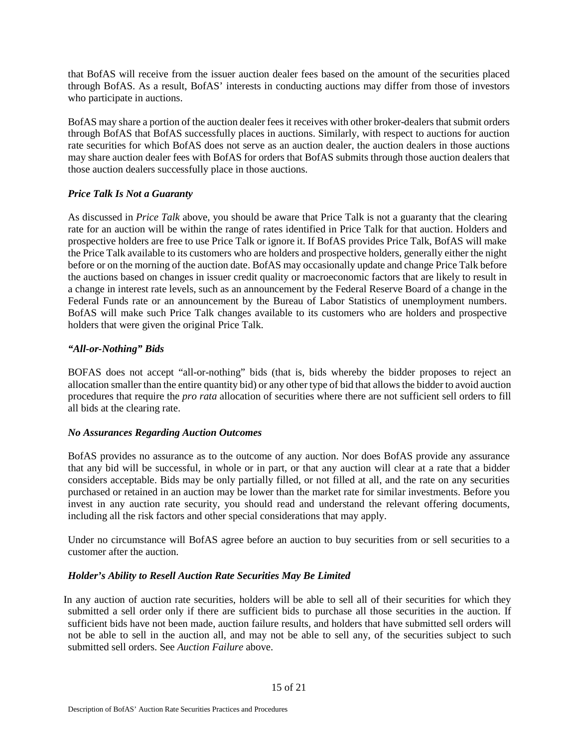that BofAS will receive from the issuer auction dealer fees based on the amount of the securities placed through BofAS. As a result, BofAS' interests in conducting auctions may differ from those of investors who participate in auctions.

BofAS may share a portion of the auction dealer fees it receives with other broker-dealers that submit orders through BofAS that BofAS successfully places in auctions. Similarly, with respect to auctions for auction rate securities for which BofAS does not serve as an auction dealer, the auction dealers in those auctions may share auction dealer fees with BofAS for orders that BofAS submits through those auction dealers that those auction dealers successfully place in those auctions.

### *Price Talk Is Not a Guaranty*

As discussed in *Price Talk* above, you should be aware that Price Talk is not a guaranty that the clearing rate for an auction will be within the range of rates identified in Price Talk for that auction. Holders and prospective holders are free to use Price Talk or ignore it. If BofAS provides Price Talk, BofAS will make the Price Talk available to its customers who are holders and prospective holders, generally either the night before or on the morning of the auction date. BofAS may occasionally update and change Price Talk before the auctions based on changes in issuer credit quality or macroeconomic factors that are likely to result in a change in interest rate levels, such as an announcement by the Federal Reserve Board of a change in the Federal Funds rate or an announcement by the Bureau of Labor Statistics of unemployment numbers. BofAS will make such Price Talk changes available to its customers who are holders and prospective holders that were given the original Price Talk.

### *"All-or-Nothing" Bids*

BOFAS does not accept "all-or-nothing" bids (that is, bids whereby the bidder proposes to reject an allocation smaller than the entire quantity bid) or any other type of bid that allows the bidder to avoid auction procedures that require the *pro rata* allocation of securities where there are not sufficient sell orders to fill all bids at the clearing rate.

### *No Assurances Regarding Auction Outcomes*

BofAS provides no assurance as to the outcome of any auction. Nor does BofAS provide any assurance that any bid will be successful, in whole or in part, or that any auction will clear at a rate that a bidder considers acceptable. Bids may be only partially filled, or not filled at all, and the rate on any securities purchased or retained in an auction may be lower than the market rate for similar investments. Before you invest in any auction rate security, you should read and understand the relevant offering documents, including all the risk factors and other special considerations that may apply.

Under no circumstance will BofAS agree before an auction to buy securities from or sell securities to a customer after the auction.

### *Holder's Ability to Resell Auction Rate Securities May Be Limited*

In any auction of auction rate securities, holders will be able to sell all of their securities for which they submitted a sell order only if there are sufficient bids to purchase all those securities in the auction. If sufficient bids have not been made, auction failure results, and holders that have submitted sell orders will not be able to sell in the auction all, and may not be able to sell any, of the securities subject to such submitted sell orders. See *Auction Failure* above.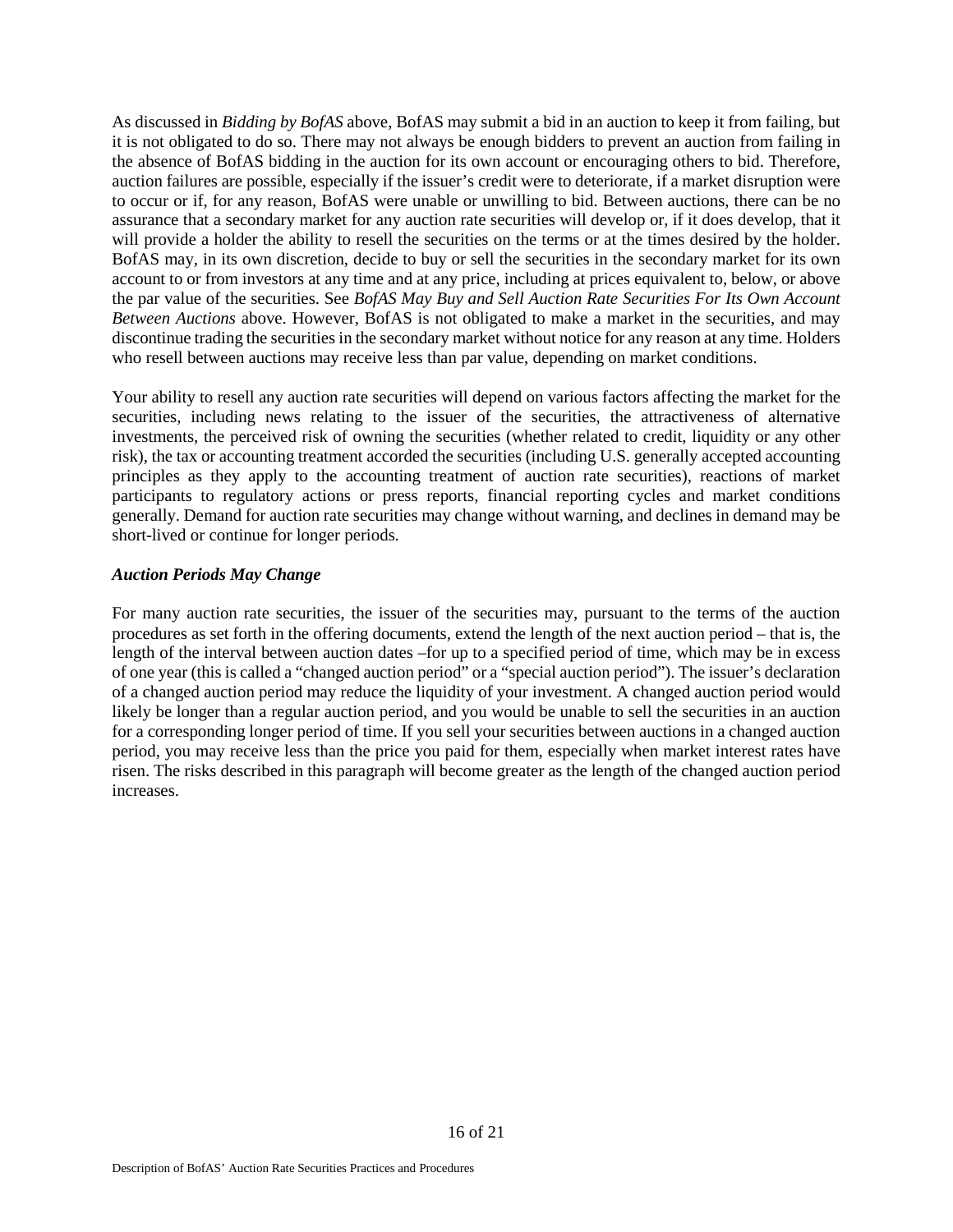As discussed in *Bidding by BofAS* above, BofAS may submit a bid in an auction to keep it from failing, but it is not obligated to do so. There may not always be enough bidders to prevent an auction from failing in the absence of BofAS bidding in the auction for its own account or encouraging others to bid. Therefore, auction failures are possible, especially if the issuer's credit were to deteriorate, if a market disruption were to occur or if, for any reason, BofAS were unable or unwilling to bid. Between auctions, there can be no assurance that a secondary market for any auction rate securities will develop or, if it does develop, that it will provide a holder the ability to resell the securities on the terms or at the times desired by the holder. BofAS may, in its own discretion, decide to buy or sell the securities in the secondary market for its own account to or from investors at any time and at any price, including at prices equivalent to, below, or above the par value of the securities. See *BofAS May Buy and Sell Auction Rate Securities For Its Own Account Between Auctions* above. However, BofAS is not obligated to make a market in the securities, and may discontinue trading the securities in the secondary market without notice for any reason at any time. Holders who resell between auctions may receive less than par value, depending on market conditions.

Your ability to resell any auction rate securities will depend on various factors affecting the market for the securities, including news relating to the issuer of the securities, the attractiveness of alternative investments, the perceived risk of owning the securities (whether related to credit, liquidity or any other risk), the tax or accounting treatment accorded the securities (including U.S. generally accepted accounting principles as they apply to the accounting treatment of auction rate securities), reactions of market participants to regulatory actions or press reports, financial reporting cycles and market conditions generally. Demand for auction rate securities may change without warning, and declines in demand may be short-lived or continue for longer periods.

### *Auction Periods May Change*

For many auction rate securities, the issuer of the securities may, pursuant to the terms of the auction procedures as set forth in the offering documents, extend the length of the next auction period – that is, the length of the interval between auction dates –for up to a specified period of time, which may be in excess of one year (this is called a "changed auction period" or a "special auction period"). The issuer's declaration of a changed auction period may reduce the liquidity of your investment. A changed auction period would likely be longer than a regular auction period, and you would be unable to sell the securities in an auction for a corresponding longer period of time. If you sell your securities between auctions in a changed auction period, you may receive less than the price you paid for them, especially when market interest rates have risen. The risks described in this paragraph will become greater as the length of the changed auction period increases.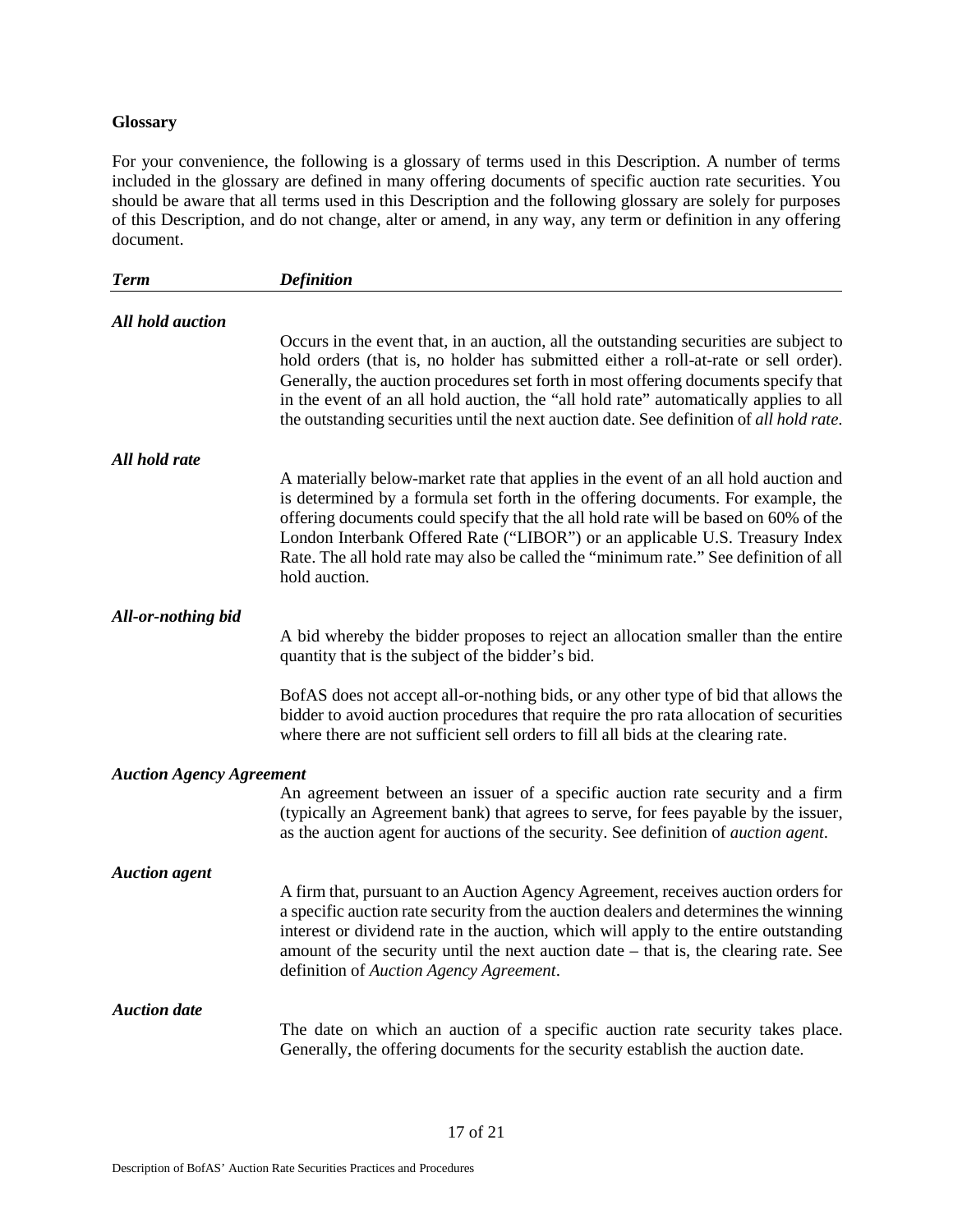## Glossary

For your convenience, the following is a glossary of terms used in this Description. A number of terms included in the glossary are defined in many offering documents of specific auction rate securities. You should be aware that all terms used in this Description and the following glossary are solely for purposes of this Description, and do not change, alter or amend, in any way, any term or definition in any offering document.

| *Term* | *Definition* |
|---|---|
| ***All hold auction*** | Occurs in the event that, in an auction, all the outstanding securities are subject to hold orders (that is, no holder has submitted either a roll-at-rate or sell order). Generally, the auction procedures set forth in most offering documents specify that in the event of an all hold auction, the "all hold rate" automatically applies to all the outstanding securities until the next auction date. See definition of *all hold rate*. |
| ***All hold rate*** | A materially below-market rate that applies in the event of an all hold auction and is determined by a formula set forth in the offering documents. For example, the offering documents could specify that the all hold rate will be based on 60% of the London Interbank Offered Rate ("LIBOR") or an applicable U.S. Treasury Index Rate. The all hold rate may also be called the "minimum rate." See definition of all hold auction. |
| ***All-or-nothing bid*** | A bid whereby the bidder proposes to reject an allocation smaller than the entire quantity that is the subject of the bidder's bid.<br><br>BofAS does not accept all-or-nothing bids, or any other type of bid that allows the bidder to avoid auction procedures that require the pro rata allocation of securities where there are not sufficient sell orders to fill all bids at the clearing rate. |
| ***Auction Agency Agreement*** | An agreement between an issuer of a specific auction rate security and a firm (typically an Agreement bank) that agrees to serve, for fees payable by the issuer, as the auction agent for auctions of the security. See definition of *auction agent*. |
| ***Auction agent*** | A firm that, pursuant to an Auction Agency Agreement, receives auction orders for a specific auction rate security from the auction dealers and determines the winning interest or dividend rate in the auction, which will apply to the entire outstanding amount of the security until the next auction date – that is, the clearing rate. See definition of *Auction Agency Agreement*. |
| ***Auction date*** | The date on which an auction of a specific auction rate security takes place. Generally, the offering documents for the security establish the auction date. |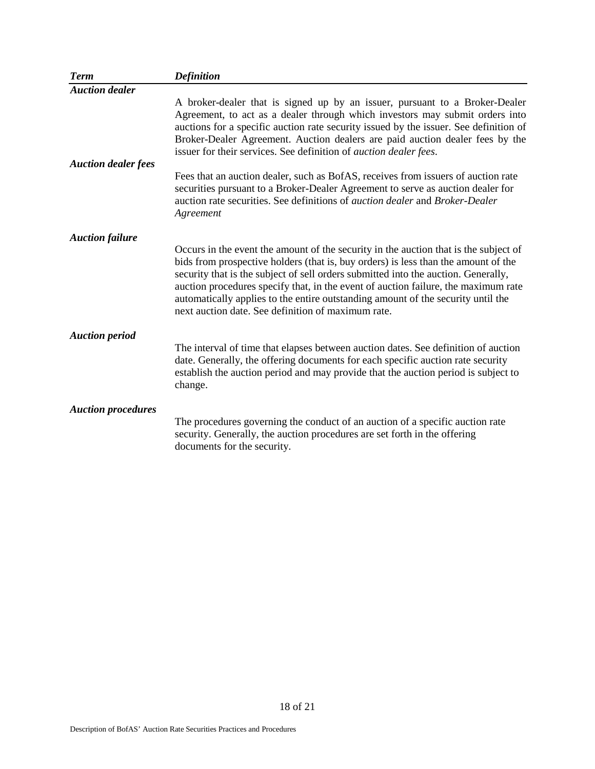| *Term* | *Definition* |
|---|---|
| ***Auction dealer*** | A broker-dealer that is signed up by an issuer, pursuant to a Broker-Dealer Agreement, to act as a dealer through which investors may submit orders into auctions for a specific auction rate security issued by the issuer. See definition of Broker-Dealer Agreement. Auction dealers are paid auction dealer fees by the issuer for their services. See definition of *auction dealer fees*. |
| ***Auction dealer fees*** | Fees that an auction dealer, such as BofAS, receives from issuers of auction rate securities pursuant to a Broker-Dealer Agreement to serve as auction dealer for auction rate securities. See definitions of *auction dealer* and *Broker-Dealer Agreement* |
| ***Auction failure*** | Occurs in the event the amount of the security in the auction that is the subject of bids from prospective holders (that is, buy orders) is less than the amount of the security that is the subject of sell orders submitted into the auction. Generally, auction procedures specify that, in the event of auction failure, the maximum rate automatically applies to the entire outstanding amount of the security until the next auction date. See definition of maximum rate. |
| ***Auction period*** | The interval of time that elapses between auction dates. See definition of auction date. Generally, the offering documents for each specific auction rate security establish the auction period and may provide that the auction period is subject to change. |
| ***Auction procedures*** | The procedures governing the conduct of an auction of a specific auction rate security. Generally, the auction procedures are set forth in the offering documents for the security. |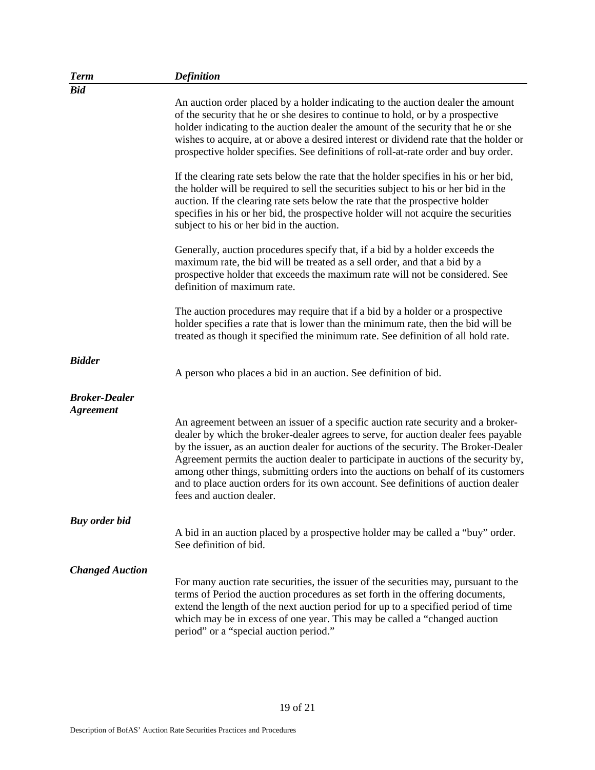| *Term* | *Definition* |
|---|---|
| ***Bid*** | An auction order placed by a holder indicating to the auction dealer the amount of the security that he or she desires to continue to hold, or by a prospective holder indicating to the auction dealer the amount of the security that he or she wishes to acquire, at or above a desired interest or dividend rate that the holder or prospective holder specifies. See definitions of roll-at-rate order and buy order.<br><br>If the clearing rate sets below the rate that the holder specifies in his or her bid, the holder will be required to sell the securities subject to his or her bid in the auction. If the clearing rate sets below the rate that the prospective holder specifies in his or her bid, the prospective holder will not acquire the securities subject to his or her bid in the auction.<br><br>Generally, auction procedures specify that, if a bid by a holder exceeds the maximum rate, the bid will be treated as a sell order, and that a bid by a prospective holder that exceeds the maximum rate will not be considered. See definition of maximum rate.<br><br>The auction procedures may require that if a bid by a holder or a prospective holder specifies a rate that is lower than the minimum rate, then the bid will be treated as though it specified the minimum rate. See definition of all hold rate. |
| ***Bidder*** | A person who places a bid in an auction. See definition of bid. |
| ***Broker-Dealer Agreement*** | An agreement between an issuer of a specific auction rate security and a broker-dealer by which the broker-dealer agrees to serve, for auction dealer fees payable by the issuer, as an auction dealer for auctions of the security. The Broker-Dealer Agreement permits the auction dealer to participate in auctions of the security by, among other things, submitting orders into the auctions on behalf of its customers and to place auction orders for its own account. See definitions of auction dealer fees and auction dealer. |
| ***Buy order bid*** | A bid in an auction placed by a prospective holder may be called a "buy" order. See definition of bid. |
| ***Changed Auction Period*** | For many auction rate securities, the issuer of the securities may, pursuant to the terms of the auction procedures as set forth in the offering documents, extend the length of the next auction period for up to a specified period of time which may be in excess of one year. This may be called a "changed auction period" or a "special auction period." |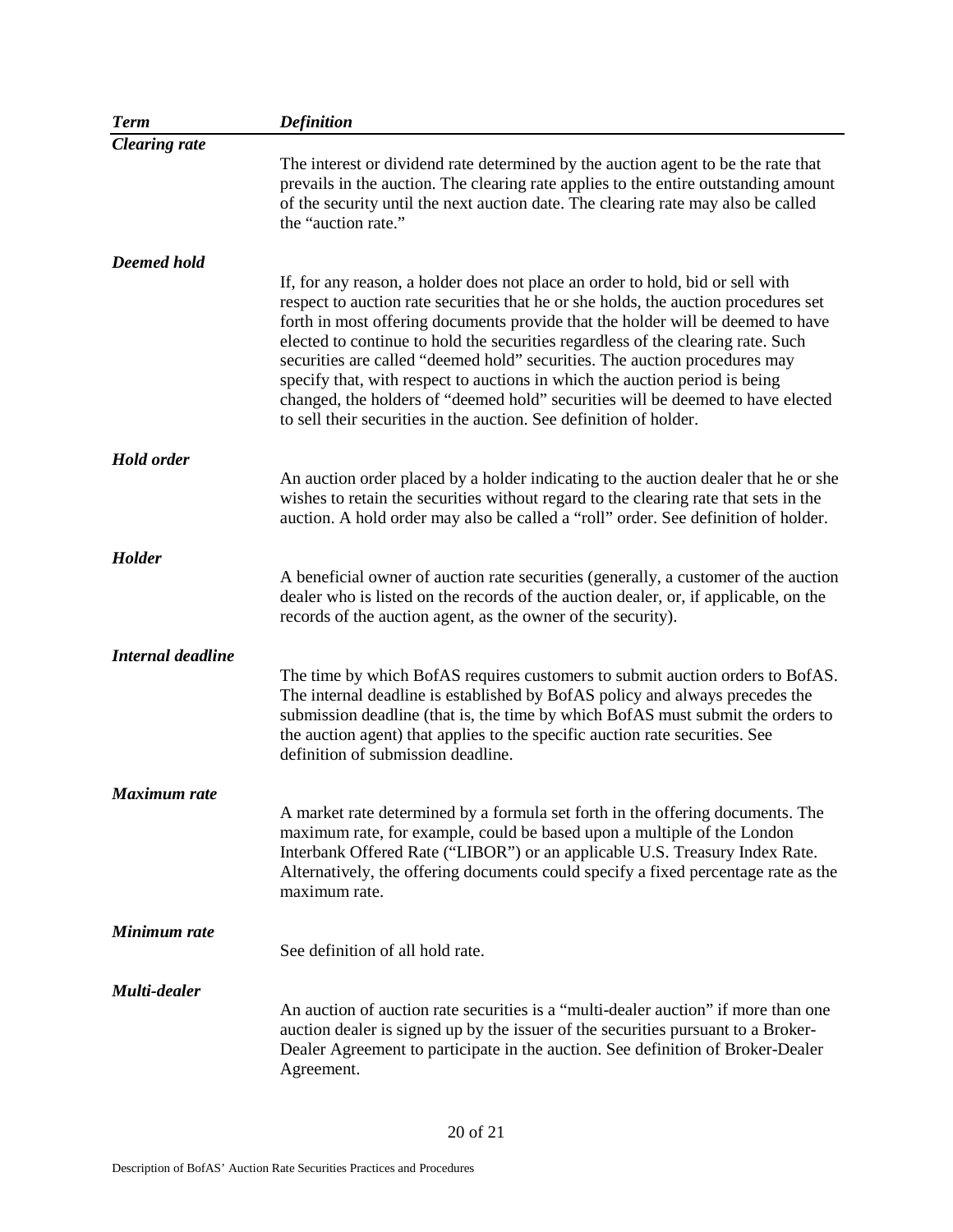| *Term* | *Definition* |
|---|---|
| ***Clearing rate*** | The interest or dividend rate determined by the auction agent to be the rate that prevails in the auction. The clearing rate applies to the entire outstanding amount of the security until the next auction date. The clearing rate may also be called the "auction rate." |
| ***Deemed hold*** | If, for any reason, a holder does not place an order to hold, bid or sell with respect to auction rate securities that he or she holds, the auction procedures set forth in most offering documents provide that the holder will be deemed to have elected to continue to hold the securities regardless of the clearing rate. Such securities are called "deemed hold" securities. The auction procedures may specify that, with respect to auctions in which the auction period is being changed, the holders of "deemed hold" securities will be deemed to have elected to sell their securities in the auction. See definition of holder. |
| ***Hold order*** | An auction order placed by a holder indicating to the auction dealer that he or she wishes to retain the securities without regard to the clearing rate that sets in the auction. A hold order may also be called a "roll" order. See definition of holder. |
| ***Holder*** | A beneficial owner of auction rate securities (generally, a customer of the auction dealer who is listed on the records of the auction dealer, or, if applicable, on the records of the auction agent, as the owner of the security). |
| ***Internal deadline*** | The time by which BofAS requires customers to submit auction orders to BofAS. The internal deadline is established by BofAS policy and always precedes the submission deadline (that is, the time by which BofAS must submit the orders to the auction agent) that applies to the specific auction rate securities. See definition of submission deadline. |
| ***Maximum rate*** | A market rate determined by a formula set forth in the offering documents. The maximum rate, for example, could be based upon a multiple of the London Interbank Offered Rate ("LIBOR") or an applicable U.S. Treasury Index Rate. Alternatively, the offering documents could specify a fixed percentage rate as the maximum rate. |
| ***Minimum rate*** | See definition of all hold rate. |
| ***Multi-dealer*** | An auction of auction rate securities is a "multi-dealer auction" if more than one auction dealer is signed up by the issuer of the securities pursuant to a Broker-Dealer Agreement to participate in the auction. See definition of Broker-Dealer Agreement. |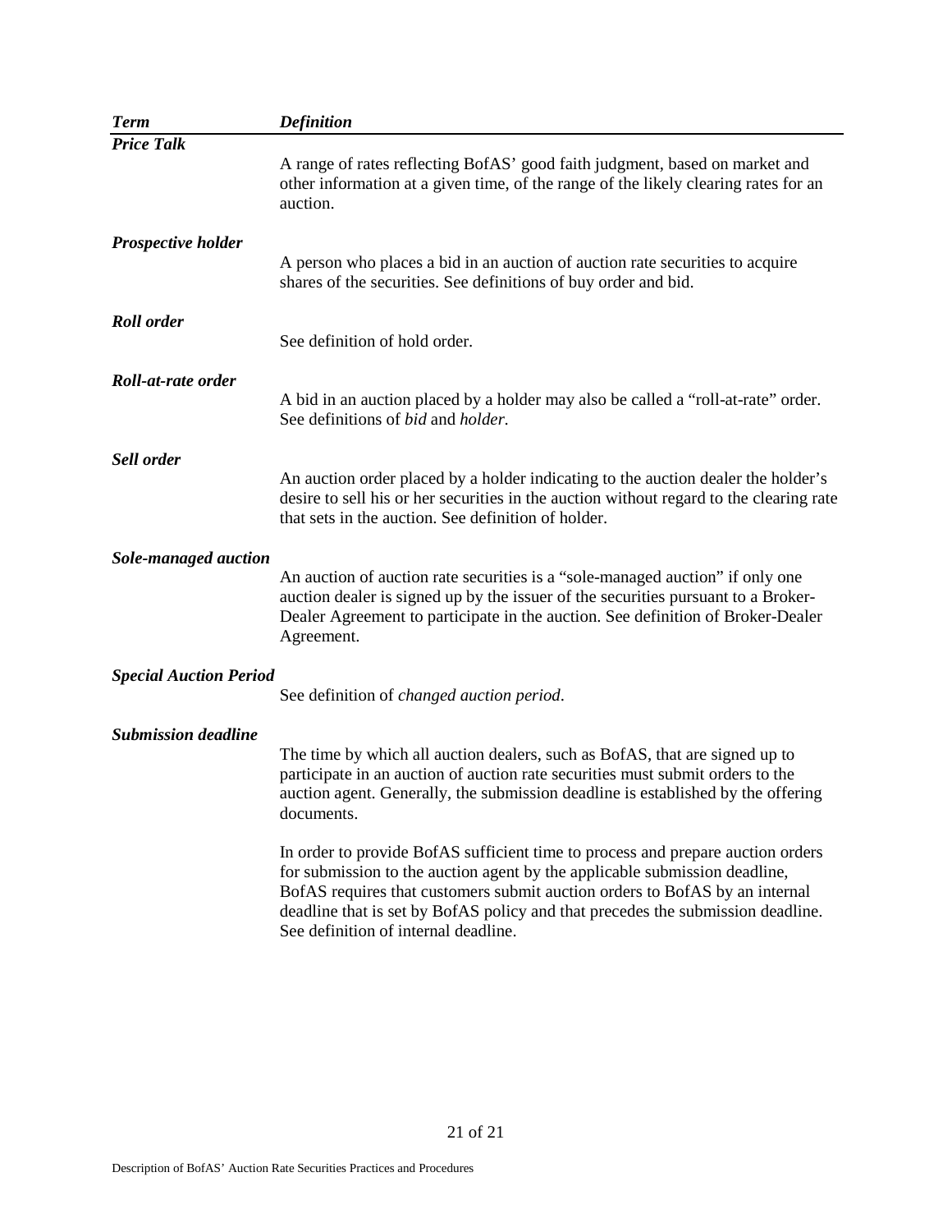| *Term* | *Definition* |
|---|---|
| ***Price Talk*** | A range of rates reflecting BofAS' good faith judgment, based on market and other information at a given time, of the range of the likely clearing rates for an auction. |
| ***Prospective holder*** | A person who places a bid in an auction of auction rate securities to acquire shares of the securities. See definitions of buy order and bid. |
| ***Roll order*** | See definition of hold order. |
| ***Roll-at-rate order*** | A bid in an auction placed by a holder may also be called a "roll-at-rate" order. See definitions of *bid* and *holder*. |
| ***Sell order*** | An auction order placed by a holder indicating to the auction dealer the holder's desire to sell his or her securities in the auction without regard to the clearing rate that sets in the auction. See definition of holder. |
| ***Sole-managed auction*** | An auction of auction rate securities is a "sole-managed auction" if only one auction dealer is signed up by the issuer of the securities pursuant to a Broker-Dealer Agreement to participate in the auction. See definition of Broker-Dealer Agreement. |
| ***Special Auction Period*** | See definition of *changed auction period*. |
| ***Submission deadline*** | The time by which all auction dealers, such as BofAS, that are signed up to participate in an auction of auction rate securities must submit orders to the auction agent. Generally, the submission deadline is established by the offering documents.<br><br>In order to provide BofAS sufficient time to process and prepare auction orders for submission to the auction agent by the applicable submission deadline, BofAS requires that customers submit auction orders to BofAS by an internal deadline that is set by BofAS policy and that precedes the submission deadline. See definition of internal deadline. |